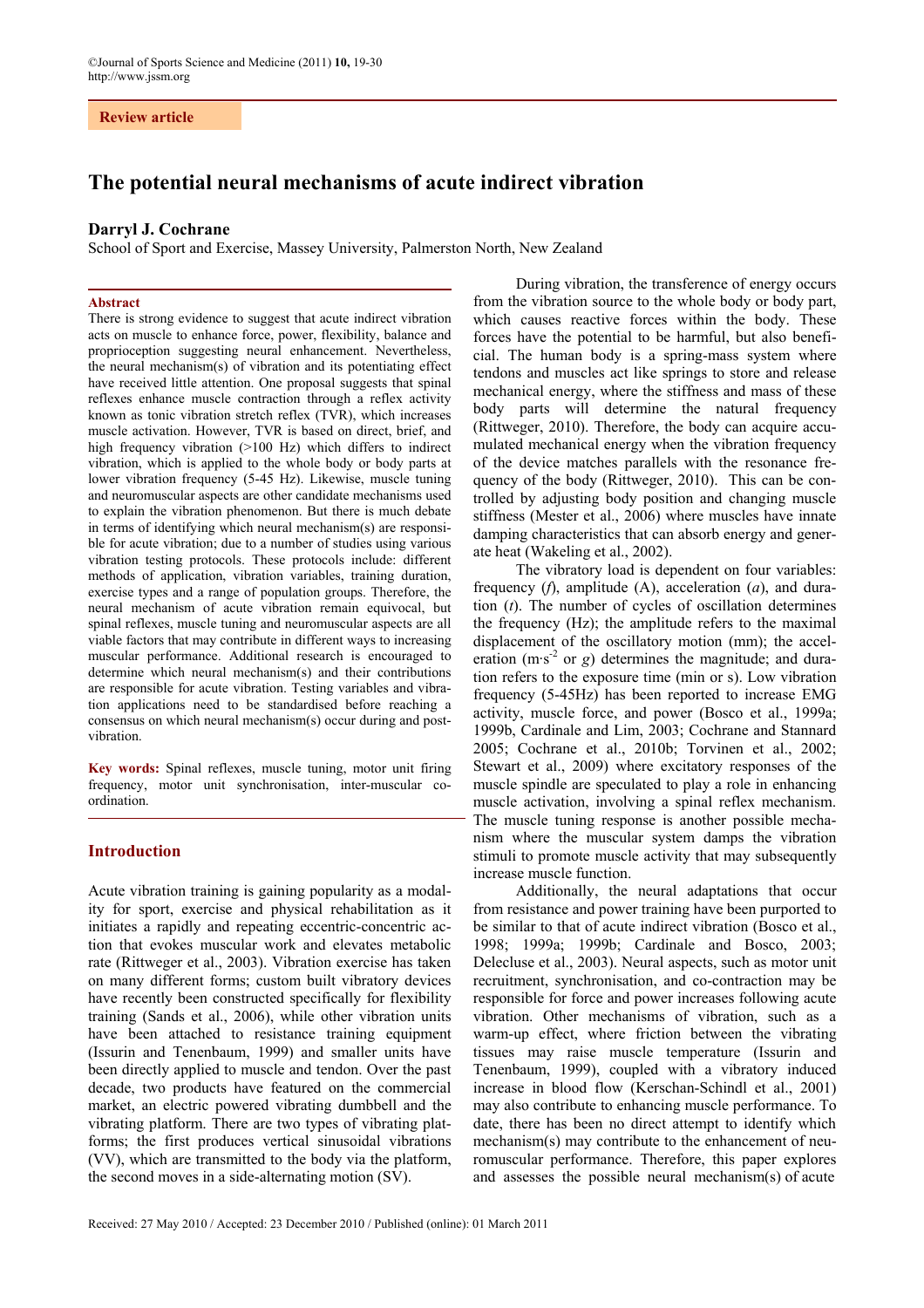Review article

# The potential neural mechanisms of acute indirect vibration

**Darryl J. Cochrane**

School of Sport and Exercise, Massey University, Palmerston North, New Zealand

## Abstract

There is strong evidence to suggest that acute indirect vibration acts on muscle to enhance force, power, flexibility, balance and proprioception suggesting neural enhancement. Nevertheless, the neural mechanism(s) of vibration and its potentiating effect have received little attention. One proposal suggests that spinal reflexes enhance muscle contraction through a reflex activity known as tonic vibration stretch reflex (TVR), which increases muscle activation. However, TVR is based on direct, brief, and high frequency vibration (>100 Hz) which differs to indirect vibration, which is applied to the whole body or body parts at lower vibration frequency (5-45 Hz). Likewise, muscle tuning and neuromuscular aspects are other candidate mechanisms used to explain the vibration phenomenon. But there is much debate in terms of identifying which neural mechanism(s) are responsible for acute vibration; due to a number of studies using various vibration testing protocols. These protocols include: different methods of application, vibration variables, training duration, exercise types and a range of population groups. Therefore, the neural mechanism of acute vibration remain equivocal, but spinal reflexes, muscle tuning and neuromuscular aspects are all viable factors that may contribute in different ways to increasing muscular performance. Additional research is encouraged to determine which neural mechanism(s) and their contributions are responsible for acute vibration. Testing variables and vibration applications need to be standardised before reaching a consensus on which neural mechanism(s) occur during and post-vibration.

**Key words:** Spinal reflexes, muscle tuning, motor unit firing frequency, motor unit synchronisation, inter-muscular co-ordination.

## Introduction

Acute vibration training is gaining popularity as a modality for sport, exercise and physical rehabilitation as it initiates a rapidly and repeating eccentric-concentric action that evokes muscular work and elevates metabolic rate (Rittweger et al., 2003). Vibration exercise has taken on many different forms; custom built vibratory devices have recently been constructed specifically for flexibility training (Sands et al., 2006), while other vibration units have been attached to resistance training equipment (Issurin and Tenenbaum, 1999) and smaller units have been directly applied to muscle and tendon. Over the past decade, two products have featured on the commercial market, an electric powered vibrating dumbbell and the vibrating platform. There are two types of vibrating platforms; the first produces vertical sinusoidal vibrations (VV), which are transmitted to the body via the platform, the second moves in a side-alternating motion (SV).

During vibration, the transference of energy occurs from the vibration source to the whole body or body part, which causes reactive forces within the body. These forces have the potential to be harmful, but also beneficial. The human body is a spring-mass system where tendons and muscles act like springs to store and release mechanical energy, where the stiffness and mass of these body parts will determine the natural frequency (Rittweger, 2010). Therefore, the body can acquire accumulated mechanical energy when the vibration frequency of the device matches parallels with the resonance frequency of the body (Rittweger, 2010). This can be controlled by adjusting body position and changing muscle stiffness (Mester et al., 2006) where muscles have innate damping characteristics that can absorb energy and generate heat (Wakeling et al., 2002).

The vibratory load is dependent on four variables: frequency ($f$), amplitude (A), acceleration ($a$), and duration ($t$). The number of cycles of oscillation determines the frequency (Hz); the amplitude refers to the maximal displacement of the oscillatory motion (mm); the acceleration ($m \cdot s^{-2}$ or $g$) determines the magnitude; and duration refers to the exposure time (min or s). Low vibration frequency (5-45Hz) has been reported to increase EMG activity, muscle force, and power (Bosco et al., 1999a; 1999b, Cardinale and Lim, 2003; Cochrane and Stannard 2005; Cochrane et al., 2010b; Torvinen et al., 2002; Stewart et al., 2009) where excitatory responses of the muscle spindle are speculated to play a role in enhancing muscle activation, involving a spinal reflex mechanism. The muscle tuning response is another possible mechanism where the muscular system damps the vibration stimuli to promote muscle activity that may subsequently increase muscle function.

Additionally, the neural adaptations that occur from resistance and power training have been purported to be similar to that of acute indirect vibration (Bosco et al., 1998; 1999a; 1999b; Cardinale and Bosco, 2003; Delecluse et al., 2003). Neural aspects, such as motor unit recruitment, synchronisation, and co-contraction may be responsible for force and power increases following acute vibration. Other mechanisms of vibration, such as a warm-up effect, where friction between the vibrating tissues may raise muscle temperature (Issurin and Tenenbaum, 1999), coupled with a vibratory induced increase in blood flow (Kerschan-Schindl et al., 2001) may also contribute to enhancing muscle performance. To date, there has been no direct attempt to identify which mechanism(s) may contribute to the enhancement of neuromuscular performance. Therefore, this paper explores and assesses the possible neural mechanism(s) of acute

Received: 27 May 2010 / Accepted: 23 December 2010 / Published (online): 01 March 2011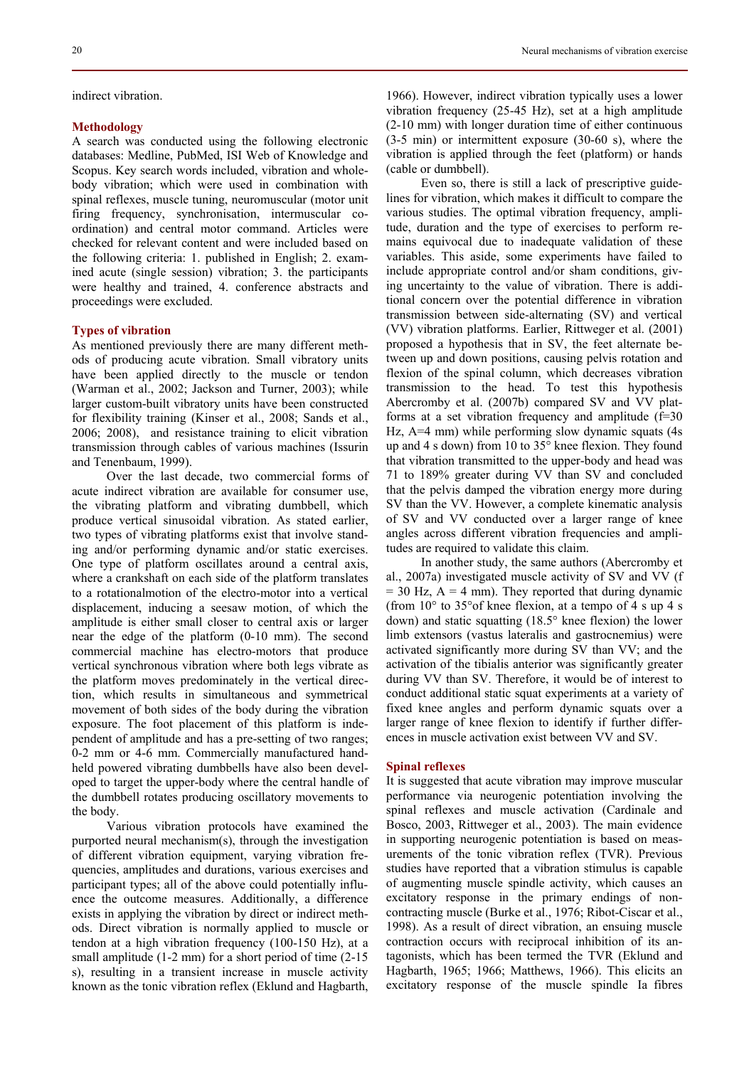indirect vibration.

## Methodology

A search was conducted using the following electronic databases: Medline, PubMed, ISI Web of Knowledge and Scopus. Key search words included, vibration and whole-body vibration; which were used in combination with spinal reflexes, muscle tuning, neuromuscular (motor unit firing frequency, synchronisation, intermuscular co-ordination) and central motor command. Articles were checked for relevant content and were included based on the following criteria: 1. published in English; 2. examined acute (single session) vibration; 3. the participants were healthy and trained, 4. conference abstracts and proceedings were excluded.

## Types of vibration

As mentioned previously there are many different methods of producing acute vibration. Small vibratory units have been applied directly to the muscle or tendon (Warman et al., 2002; Jackson and Turner, 2003); while larger custom-built vibratory units have been constructed for flexibility training (Kinser et al., 2008; Sands et al., 2006; 2008), and resistance training to elicit vibration transmission through cables of various machines (Issurin and Tenenbaum, 1999).

Over the last decade, two commercial forms of acute indirect vibration are available for consumer use, the vibrating platform and vibrating dumbbell, which produce vertical sinusoidal vibration. As stated earlier, two types of vibrating platforms exist that involve standing and/or performing dynamic and/or static exercises. One type of platform oscillates around a central axis, where a crankshaft on each side of the platform translates to a rotationalmotion of the electro-motor into a vertical displacement, inducing a seesaw motion, of which the amplitude is either small closer to central axis or larger near the edge of the platform (0-10 mm). The second commercial machine has electro-motors that produce vertical synchronous vibration where both legs vibrate as the platform moves predominately in the vertical direction, which results in simultaneous and symmetrical movement of both sides of the body during the vibration exposure. The foot placement of this platform is independent of amplitude and has a pre-setting of two ranges; 0-2 mm or 4-6 mm. Commercially manufactured handheld powered vibrating dumbbells have also been developed to target the upper-body where the central handle of the dumbbell rotates producing oscillatory movements to the body.

Various vibration protocols have examined the purported neural mechanism(s), through the investigation of different vibration equipment, varying vibration frequencies, amplitudes and durations, various exercises and participant types; all of the above could potentially influence the outcome measures. Additionally, a difference exists in applying the vibration by direct or indirect methods. Direct vibration is normally applied to muscle or tendon at a high vibration frequency (100-150 Hz), at a small amplitude (1-2 mm) for a short period of time (2-15 s), resulting in a transient increase in muscle activity known as the tonic vibration reflex (Eklund and Hagbarth, 1966). However, indirect vibration typically uses a lower vibration frequency (25-45 Hz), set at a high amplitude (2-10 mm) with longer duration time of either continuous (3-5 min) or intermittent exposure (30-60 s), where the vibration is applied through the feet (platform) or hands (cable or dumbbell).

Even so, there is still a lack of prescriptive guidelines for vibration, which makes it difficult to compare the various studies. The optimal vibration frequency, amplitude, duration and the type of exercises to perform remains equivocal due to inadequate validation of these variables. This aside, some experiments have failed to include appropriate control and/or sham conditions, giving uncertainty to the value of vibration. There is additional concern over the potential difference in vibration transmission between side-alternating (SV) and vertical (VV) vibration platforms. Earlier, Rittweger et al. (2001) proposed a hypothesis that in SV, the feet alternate between up and down positions, causing pelvis rotation and flexion of the spinal column, which decreases vibration transmission to the head. To test this hypothesis Abercromby et al. (2007b) compared SV and VV platforms at a set vibration frequency and amplitude (f=30 Hz, A=4 mm) while performing slow dynamic squats (4s up and 4 s down) from 10 to 35° knee flexion. They found that vibration transmitted to the upper-body and head was 71 to 189% greater during VV than SV and concluded that the pelvis damped the vibration energy more during SV than the VV. However, a complete kinematic analysis of SV and VV conducted over a larger range of knee angles across different vibration frequencies and amplitudes are required to validate this claim.

In another study, the same authors (Abercromby et al., 2007a) investigated muscle activity of SV and VV (f = 30 Hz, A = 4 mm). They reported that during dynamic (from 10° to 35°of knee flexion, at a tempo of 4 s up 4 s down) and static squatting (18.5° knee flexion) the lower limb extensors (vastus lateralis and gastrocnemius) were activated significantly more during SV than VV; and the activation of the tibialis anterior was significantly greater during VV than SV. Therefore, it would be of interest to conduct additional static squat experiments at a variety of fixed knee angles and perform dynamic squats over a larger range of knee flexion to identify if further differences in muscle activation exist between VV and SV.

## Spinal reflexes

It is suggested that acute vibration may improve muscular performance via neurogenic potentiation involving the spinal reflexes and muscle activation (Cardinale and Bosco, 2003, Rittweger et al., 2003). The main evidence in supporting neurogenic potentiation is based on measurements of the tonic vibration reflex (TVR). Previous studies have reported that a vibration stimulus is capable of augmenting muscle spindle activity, which causes an excitatory response in the primary endings of non-contracting muscle (Burke et al., 1976; Ribot-Ciscar et al., 1998). As a result of direct vibration, an ensuing muscle contraction occurs with reciprocal inhibition of its antagonists, which has been termed the TVR (Eklund and Hagbarth, 1965; 1966; Matthews, 1966). This elicits an excitatory response of the muscle spindle Ia fibres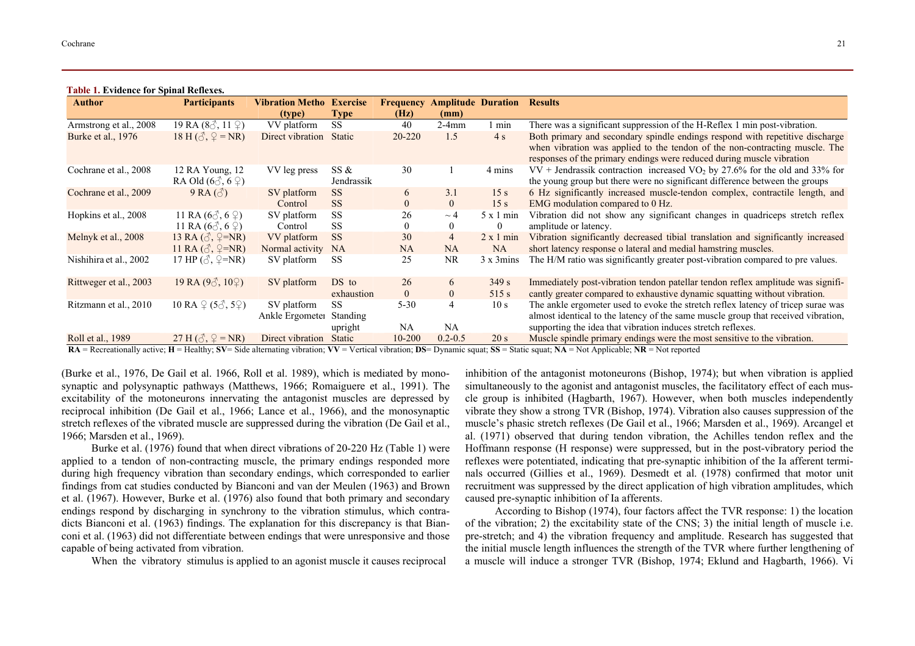**Table 1. Evidence for Spinal Reflexes.**

| Author | Participants | Vibration Metho (type) | Exercise Type | Frequency (Hz) | Amplitude (mm) | Duration | Results |
|---|---|---|---|---|---|---|---|
| Armstrong et al., 2008 | 19 RA (8♂, 11 ♀) | VV platform | SS | 40 | 2-4mm | 1 min | There was a significant suppression of the H-Reflex 1 min post-vibration. |
| Burke et al., 1976 | 18 H (♂, ♀ = NR) | Direct vibration | Static | 20-220 | 1.5 | 4 s | Both primary and secondary spindle endings respond with repetitive discharge when vibration was applied to the tendon of the non-contracting muscle. The responses of the primary endings were reduced during muscle vibration |
| Cochrane et al., 2008 | 12 RA Young, 12 RA Old (6♂, 6 ♀) | VV leg press | SS & Jendrassik | 30 | 1 | 4 mins | VV + Jendrassik contraction increased $VO_2$ by 27.6% for the old and 33% for the young group but there were no significant difference between the groups |
| Cochrane et al., 2009 | 9 RA (♂) | SV platform<br>Control | SS<br>SS | 6<br>0 | 3.1<br>0 | 15 s<br>15 s | 6 Hz significantly increased muscle-tendon complex, contractile length, and EMG modulation compared to 0 Hz. |
| Hopkins et al., 2008 | 11 RA (6♂, 6 ♀)<br>11 RA (6♂, 6 ♀) | SV platform<br>Control | SS<br>SS | 26<br>0 | ~ 4<br>0 | 5 x 1 min<br>0 | Vibration did not show any significant changes in quadriceps stretch reflex amplitude or latency. |
| Melnyk et al., 2008 | 13 RA (♂, ♀=NR)<br>11 RA (♂, ♀=NR) | VV platform<br>Normal activity | SS<br>NA | 30<br>NA | 4<br>NA | 2 x 1 min<br>NA | Vibration significantly decreased tibial translation and significantly increased short latency response o lateral and medial hamstring muscles. |
| Nishihira et al., 2002 | 17 HP (♂, ♀=NR) | SV platform | SS | 25 | NR | 3 x 3mins | The H/M ratio was significantly greater post-vibration compared to pre values. |
| Rittweger et al., 2003 | 19 RA (9♂, 10♀) | SV platform | DS to exhaustion | 26<br>0 | 6<br>0 | 349 s<br>515 s | Immediately post-vibration tendon patellar tendon reflex amplitude was significantly greater compared to exhaustive dynamic squatting without vibration. |
| Ritzmann et al., 2010 | 10 RA ♀ (5♂, 5♀) | SV platform<br>Ankle Ergometer | SS<br>Standing upright | 5-30<br>NA | 4<br>NA | 10 s | The ankle ergometer used to evoke the stretch reflex latency of tricep surae was almost identical to the latency of the same muscle group that received vibration, supporting the idea that vibration induces stretch reflexes. |
| Roll et al., 1989 | 27 H (♂, ♀ = NR) | Direct vibration | Static | 10-200 | 0.2-0.5 | 20 s | Muscle spindle primary endings were the most sensitive to the vibration. |

**RA** = Recreationally active; **H** = Healthy; **SV**= Side alternating vibration; **VV** = Vertical vibration; **DS**= Dynamic squat; **SS** = Static squat; **NA** = Not Applicable; **NR** = Not reported

(Burke et al., 1976, De Gail et al. 1966, Roll et al. 1989), which is mediated by monosynaptic and polysynaptic pathways (Matthews, 1966; Romaiguere et al., 1991). The excitability of the motoneurons innervating the antagonist muscles are depressed by reciprocal inhibition (De Gail et al., 1966; Lance et al., 1966), and the monosynaptic stretch reflexes of the vibrated muscle are suppressed during the vibration (De Gail et al., 1966; Marsden et al., 1969).

Burke et al. (1976) found that when direct vibrations of 20-220 Hz (Table 1) were applied to a tendon of non-contracting muscle, the primary endings responded more during high frequency vibration than secondary endings, which corresponded to earlier findings from cat studies conducted by Bianconi and van der Meulen (1963) and Brown et al. (1967). However, Burke et al. (1976) also found that both primary and secondary endings respond by discharging in synchrony to the vibration stimulus, which contradicts Bianconi et al. (1963) findings. The explanation for this discrepancy is that Bianconi et al. (1963) did not differentiate between endings that were unresponsive and those capable of being activated from vibration.

When the vibratory stimulus is applied to an agonist muscle it causes reciprocal inhibition of the antagonist motoneurons (Bishop, 1974); but when vibration is applied simultaneously to the agonist and antagonist muscles, the facilitatory effect of each muscle group is inhibited (Hagbarth, 1967). However, when both muscles independently vibrate they show a strong TVR (Bishop, 1974). Vibration also causes suppression of the muscle's phasic stretch reflexes (De Gail et al., 1966; Marsden et al., 1969). Arcangel et al. (1971) observed that during tendon vibration, the Achilles tendon reflex and the Hoffmann response (H response) were suppressed, but in the post-vibratory period the reflexes were potentiated, indicating that pre-synaptic inhibition of the Ia afferent terminals occurred (Gillies et al., 1969). Desmedt et al. (1978) confirmed that motor unit recruitment was suppressed by the direct application of high vibration amplitudes, which caused pre-synaptic inhibition of Ia afferents.

According to Bishop (1974), four factors affect the TVR response: 1) the location of the vibration; 2) the excitability state of the CNS; 3) the initial length of muscle i.e. pre-stretch; and 4) the vibration frequency and amplitude. Research has suggested that the initial muscle length influences the strength of the TVR where further lengthening of a muscle will induce a stronger TVR (Bishop, 1974; Eklund and Hagbarth, 1966). Vi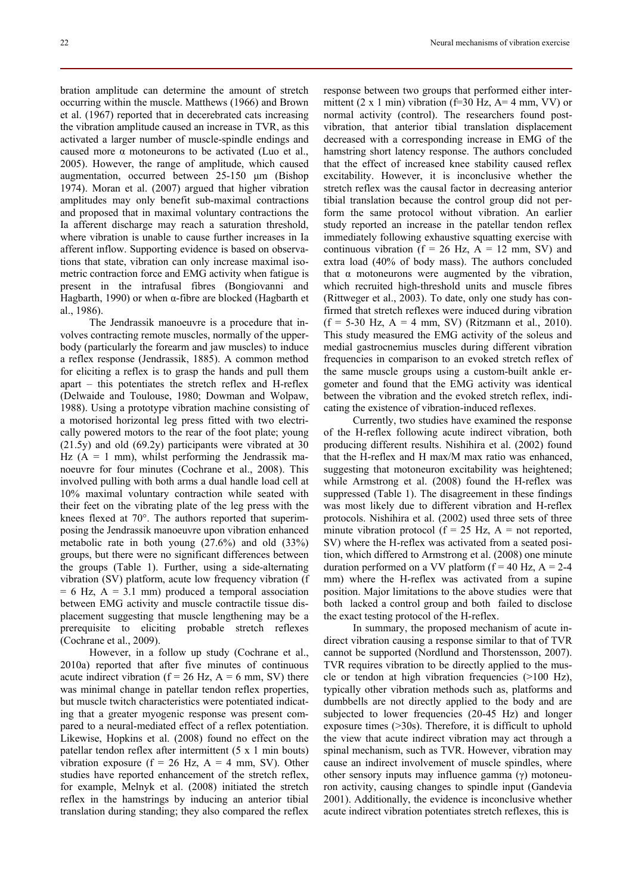bration amplitude can determine the amount of stretch occurring within the muscle. Matthews (1966) and Brown et al. (1967) reported that in decerebrated cats increasing the vibration amplitude caused an increase in TVR, as this activated a larger number of muscle-spindle endings and caused more α motoneurons to be activated (Luo et al., 2005). However, the range of amplitude, which caused augmentation, occurred between 25-150 μm (Bishop 1974). Moran et al. (2007) argued that higher vibration amplitudes may only benefit sub-maximal contractions and proposed that in maximal voluntary contractions the Ia afferent discharge may reach a saturation threshold, where vibration is unable to cause further increases in Ia afferent inflow. Supporting evidence is based on observations that state, vibration can only increase maximal isometric contraction force and EMG activity when fatigue is present in the intrafusal fibres (Bongiovanni and Hagbarth, 1990) or when α-fibre are blocked (Hagbarth et al., 1986).

The Jendrassik manoeuvre is a procedure that involves contracting remote muscles, normally of the upper-body (particularly the forearm and jaw muscles) to induce a reflex response (Jendrassik, 1885). A common method for eliciting a reflex is to grasp the hands and pull them apart – this potentiates the stretch reflex and H-reflex (Delwaide and Toulouse, 1980; Dowman and Wolpaw, 1988). Using a prototype vibration machine consisting of a motorised horizontal leg press fitted with two electrically powered motors to the rear of the foot plate; young (21.5y) and old (69.2y) participants were vibrated at 30 Hz (A = 1 mm), whilst performing the Jendrassik manoeuvre for four minutes (Cochrane et al., 2008). This involved pulling with both arms a dual handle load cell at 10% maximal voluntary contraction while seated with their feet on the vibrating plate of the leg press with the knees flexed at 70°. The authors reported that superimposing the Jendrassik manoeuvre upon vibration enhanced metabolic rate in both young (27.6%) and old (33%) groups, but there were no significant differences between the groups (Table 1). Further, using a side-alternating vibration (SV) platform, acute low frequency vibration (f = 6 Hz, A = 3.1 mm) produced a temporal association between EMG activity and muscle contractile tissue displacement suggesting that muscle lengthening may be a prerequisite to eliciting probable stretch reflexes (Cochrane et al., 2009).

However, in a follow up study (Cochrane et al., 2010a) reported that after five minutes of continuous acute indirect vibration (f = 26 Hz, A = 6 mm, SV) there was minimal change in patellar tendon reflex properties, but muscle twitch characteristics were potentiated indicating that a greater myogenic response was present compared to a neural-mediated effect of a reflex potentiation. Likewise, Hopkins et al. (2008) found no effect on the patellar tendon reflex after intermittent (5 x 1 min bouts) vibration exposure (f = 26 Hz, A = 4 mm, SV). Other studies have reported enhancement of the stretch reflex, for example, Melnyk et al. (2008) initiated the stretch reflex in the hamstrings by inducing an anterior tibial translation during standing; they also compared the reflex response between two groups that performed either intermittent (2 x 1 min) vibration (f=30 Hz, A= 4 mm, VV) or normal activity (control). The researchers found post-vibration, that anterior tibial translation displacement decreased with a corresponding increase in EMG of the hamstring short latency response. The authors concluded that the effect of increased knee stability caused reflex excitability. However, it is inconclusive whether the stretch reflex was the causal factor in decreasing anterior tibial translation because the control group did not perform the same protocol without vibration. An earlier study reported an increase in the patellar tendon reflex immediately following exhaustive squatting exercise with continuous vibration (f = 26 Hz, A = 12 mm, SV) and extra load (40% of body mass). The authors concluded that α motoneurons were augmented by the vibration, which recruited high-threshold units and muscle fibres (Rittweger et al., 2003). To date, only one study has confirmed that stretch reflexes were induced during vibration (f = 5-30 Hz, A = 4 mm, SV) (Ritzmann et al., 2010). This study measured the EMG activity of the soleus and medial gastrocnemius muscles during different vibration frequencies in comparison to an evoked stretch reflex of the same muscle groups using a custom-built ankle ergometer and found that the EMG activity was identical between the vibration and the evoked stretch reflex, indicating the existence of vibration-induced reflexes.

Currently, two studies have examined the response of the H-reflex following acute indirect vibration, both producing different results. Nishihira et al. (2002) found that the H-reflex and H max/M max ratio was enhanced, suggesting that motoneuron excitability was heightened; while Armstrong et al. (2008) found the H-reflex was suppressed (Table 1). The disagreement in these findings was most likely due to different vibration and H-reflex protocols. Nishihira et al. (2002) used three sets of three minute vibration protocol (f = 25 Hz, A = not reported, SV) where the H-reflex was activated from a seated position, which differed to Armstrong et al. (2008) one minute duration performed on a VV platform (f = 40 Hz, A = 2-4 mm) where the H-reflex was activated from a supine position. Major limitations to the above studies were that both lacked a control group and both failed to disclose the exact testing protocol of the H-reflex.

In summary, the proposed mechanism of acute indirect vibration causing a response similar to that of TVR cannot be supported (Nordlund and Thorstensson, 2007). TVR requires vibration to be directly applied to the muscle or tendon at high vibration frequencies (>100 Hz), typically other vibration methods such as, platforms and dumbbells are not directly applied to the body and are subjected to lower frequencies (20-45 Hz) and longer exposure times (>30s). Therefore, it is difficult to uphold the view that acute indirect vibration may act through a spinal mechanism, such as TVR. However, vibration may cause an indirect involvement of muscle spindles, where other sensory inputs may influence gamma (γ) motoneuron activity, causing changes to spindle input (Gandevia 2001). Additionally, the evidence is inconclusive whether acute indirect vibration potentiates stretch reflexes, this is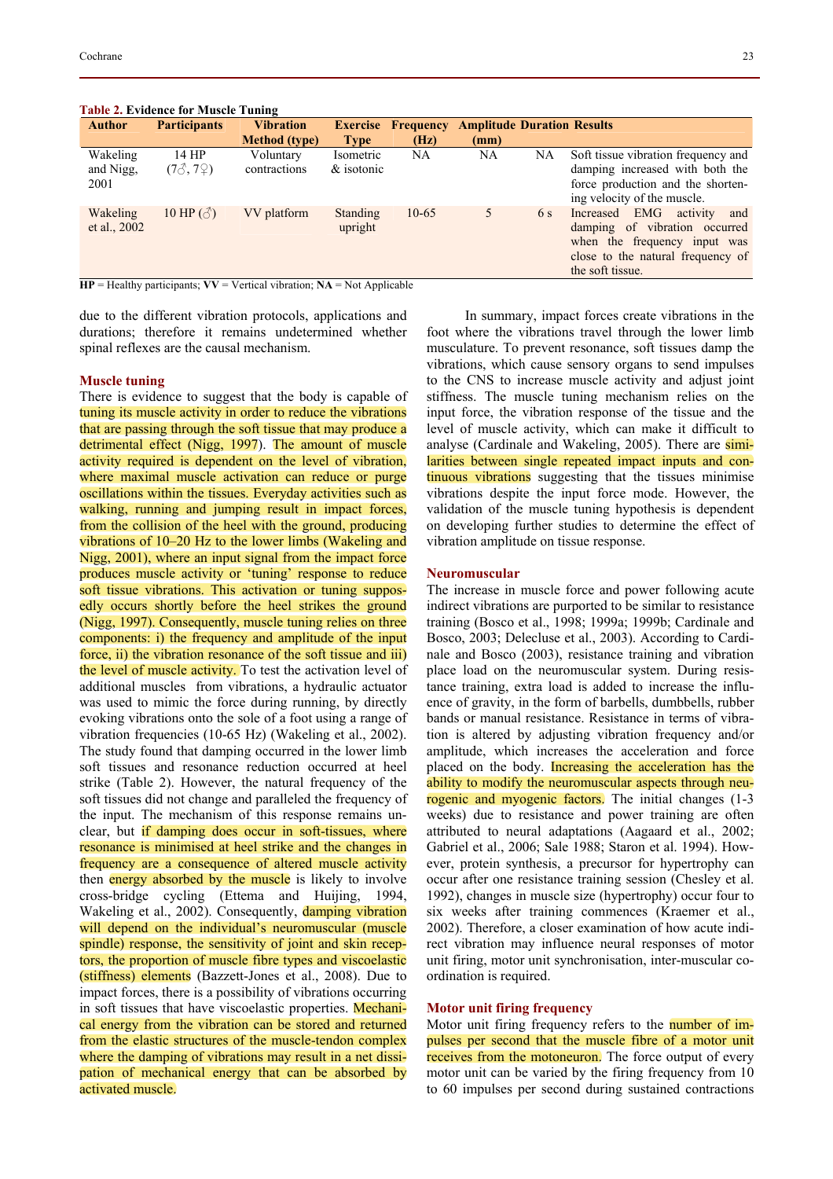**Table 2. Evidence for Muscle Tuning**

| Author | Participants | Vibration Method (type) | Exercise Type | Frequency (Hz) | Amplitude (mm) | Duration | Results |
|---|---|---|---|---|---|---|---|
| Wakeling and Nigg, 2001 | 14 HP (7♂, 7♀) | Voluntary contractions | Isometric & isotonic | NA | NA | NA | Soft tissue vibration frequency and damping increased with both the force production and the shortening velocity of the muscle. |
| Wakeling et al., 2002 | 10 HP (♂) | VV platform | Standing upright | 10-65 | 5 | 6 s | Increased EMG activity and damping of vibration occurred when the frequency input was close to the natural frequency of the soft tissue. |

**HP** = Healthy participants; **VV** = Vertical vibration; **NA** = Not Applicable

due to the different vibration protocols, applications and durations; therefore it remains undetermined whether spinal reflexes are the causal mechanism.

### Muscle tuning

There is evidence to suggest that the body is capable of tuning its muscle activity in order to reduce the vibrations that are passing through the soft tissue that may produce a detrimental effect (Nigg, 1997). The amount of muscle activity required is dependent on the level of vibration, where maximal muscle activation can reduce or purge oscillations within the tissues. Everyday activities such as walking, running and jumping result in impact forces, from the collision of the heel with the ground, producing vibrations of 10–20 Hz to the lower limbs (Wakeling and Nigg, 2001), where an input signal from the impact force produces muscle activity or 'tuning' response to reduce soft tissue vibrations. This activation or tuning supposedly occurs shortly before the heel strikes the ground (Nigg, 1997). Consequently, muscle tuning relies on three components: i) the frequency and amplitude of the input force, ii) the vibration resonance of the soft tissue and iii) the level of muscle activity. To test the activation level of additional muscles from vibrations, a hydraulic actuator was used to mimic the force during running, by directly evoking vibrations onto the sole of a foot using a range of vibration frequencies (10-65 Hz) (Wakeling et al., 2002). The study found that damping occurred in the lower limb soft tissues and resonance reduction occurred at heel strike (Table 2). However, the natural frequency of the soft tissues did not change and paralleled the frequency of the input. The mechanism of this response remains unclear, but if damping does occur in soft-tissues, where resonance is minimised at heel strike and the changes in frequency are a consequence of altered muscle activity then energy absorbed by the muscle is likely to involve cross-bridge cycling (Ettema and Huijing, 1994, Wakeling et al., 2002). Consequently, damping vibration will depend on the individual's neuromuscular (muscle spindle) response, the sensitivity of joint and skin receptors, the proportion of muscle fibre types and viscoelastic (stiffness) elements (Bazzett-Jones et al., 2008). Due to impact forces, there is a possibility of vibrations occurring in soft tissues that have viscoelastic properties. Mechanical energy from the vibration can be stored and returned from the elastic structures of the muscle-tendon complex where the damping of vibrations may result in a net dissipation of mechanical energy that can be absorbed by activated muscle.

In summary, impact forces create vibrations in the foot where the vibrations travel through the lower limb musculature. To prevent resonance, soft tissues damp the vibrations, which cause sensory organs to send impulses to the CNS to increase muscle activity and adjust joint stiffness. The muscle tuning mechanism relies on the input force, the vibration response of the tissue and the level of muscle activity, which can make it difficult to analyse (Cardinale and Wakeling, 2005). There are similarities between single repeated impact inputs and continuous vibrations suggesting that the tissues minimise vibrations despite the input force mode. However, the validation of the muscle tuning hypothesis is dependent on developing further studies to determine the effect of vibration amplitude on tissue response.

### Neuromuscular

The increase in muscle force and power following acute indirect vibrations are purported to be similar to resistance training (Bosco et al., 1998; 1999a; 1999b; Cardinale and Bosco, 2003; Delecluse et al., 2003). According to Cardinale and Bosco (2003), resistance training and vibration place load on the neuromuscular system. During resistance training, extra load is added to increase the influence of gravity, in the form of barbells, dumbbells, rubber bands or manual resistance. Resistance in terms of vibration is altered by adjusting vibration frequency and/or amplitude, which increases the acceleration and force placed on the body. Increasing the acceleration has the ability to modify the neuromuscular aspects through neurogenic and myogenic factors. The initial changes (1-3 weeks) due to resistance and power training are often attributed to neural adaptations (Aagaard et al., 2002; Gabriel et al., 2006; Sale 1988; Staron et al. 1994). However, protein synthesis, a precursor for hypertrophy can occur after one resistance training session (Chesley et al. 1992), changes in muscle size (hypertrophy) occur four to six weeks after training commences (Kraemer et al., 2002). Therefore, a closer examination of how acute indirect vibration may influence neural responses of motor unit firing, motor unit synchronisation, inter-muscular coordination is required.

### Motor unit firing frequency

Motor unit firing frequency refers to the number of impulses per second that the muscle fibre of a motor unit receives from the motoneuron. The force output of every motor unit can be varied by the firing frequency from 10 to 60 impulses per second during sustained contractions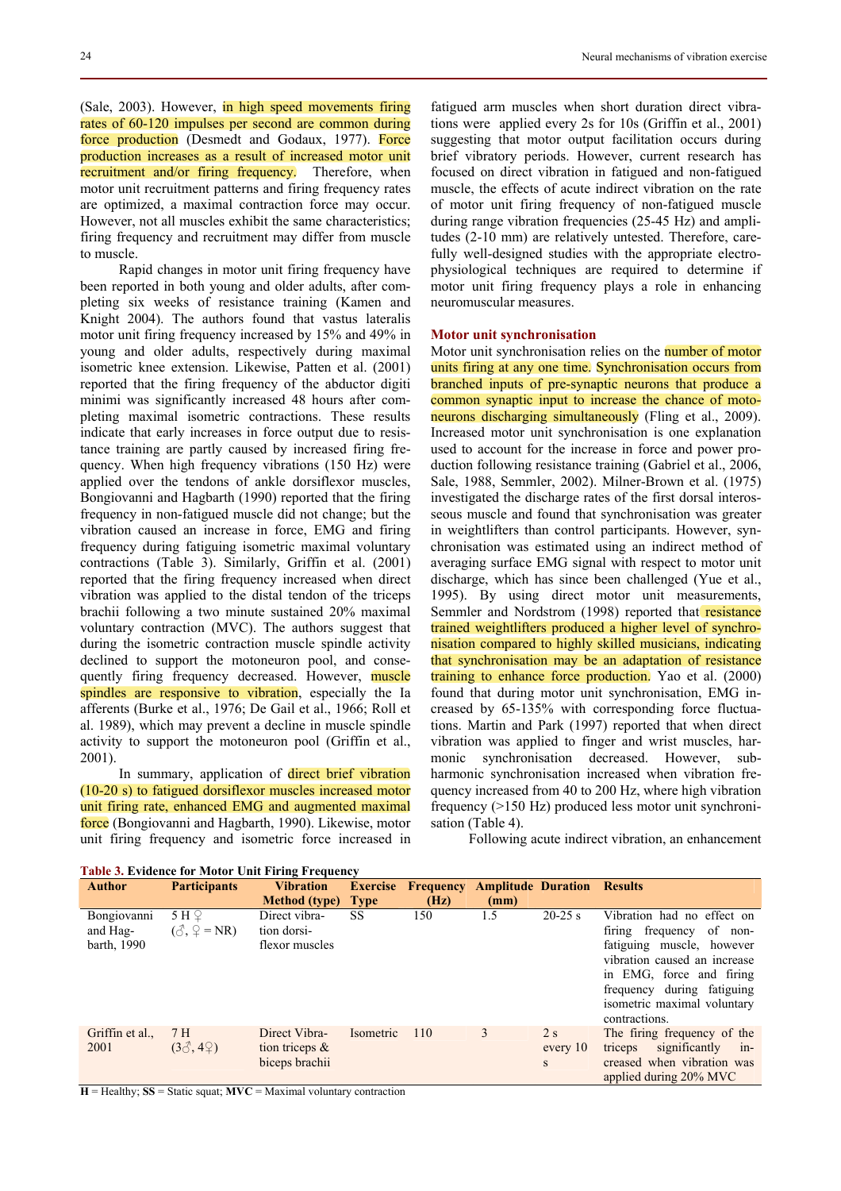(Sale, 2003). However, in high speed movements firing rates of 60-120 impulses per second are common during force production (Desmedt and Godaux, 1977). Force production increases as a result of increased motor unit recruitment and/or firing frequency. Therefore, when motor unit recruitment patterns and firing frequency rates are optimized, a maximal contraction force may occur. However, not all muscles exhibit the same characteristics; firing frequency and recruitment may differ from muscle to muscle.

Rapid changes in motor unit firing frequency have been reported in both young and older adults, after completing six weeks of resistance training (Kamen and Knight 2004). The authors found that vastus lateralis motor unit firing frequency increased by 15% and 49% in young and older adults, respectively during maximal isometric knee extension. Likewise, Patten et al. (2001) reported that the firing frequency of the abductor digiti minimi was significantly increased 48 hours after completing maximal isometric contractions. These results indicate that early increases in force output due to resistance training are partly caused by increased firing frequency. When high frequency vibrations (150 Hz) were applied over the tendons of ankle dorsiflexor muscles, Bongiovanni and Hagbarth (1990) reported that the firing frequency in non-fatigued muscle did not change; but the vibration caused an increase in force, EMG and firing frequency during fatiguing isometric maximal voluntary contractions (Table 3). Similarly, Griffin et al. (2001) reported that the firing frequency increased when direct vibration was applied to the distal tendon of the triceps brachii following a two minute sustained 20% maximal voluntary contraction (MVC). The authors suggest that during the isometric contraction muscle spindle activity declined to support the motoneuron pool, and consequently firing frequency decreased. However, muscle spindles are responsive to vibration, especially the Ia afferents (Burke et al., 1976; De Gail et al., 1966; Roll et al. 1989), which may prevent a decline in muscle spindle activity to support the motoneuron pool (Griffin et al., 2001).

In summary, application of direct brief vibration (10-20 s) to fatigued dorsiflexor muscles increased motor unit firing rate, enhanced EMG and augmented maximal force (Bongiovanni and Hagbarth, 1990). Likewise, motor unit firing frequency and isometric force increased in fatigued arm muscles when short duration direct vibrations were applied every 2s for 10s (Griffin et al., 2001) suggesting that motor output facilitation occurs during brief vibratory periods. However, current research has focused on direct vibration in fatigued and non-fatigued muscle, the effects of acute indirect vibration on the rate of motor unit firing frequency of non-fatigued muscle during range vibration frequencies (25-45 Hz) and amplitudes (2-10 mm) are relatively untested. Therefore, carefully well-designed studies with the appropriate electrophysiological techniques are required to determine if motor unit firing frequency plays a role in enhancing neuromuscular measures.

### Motor unit synchronisation

Motor unit synchronisation relies on the number of motor units firing at any one time. Synchronisation occurs from branched inputs of pre-synaptic neurons that produce a common synaptic input to increase the chance of motoneurons discharging simultaneously (Fling et al., 2009). Increased motor unit synchronisation is one explanation used to account for the increase in force and power production following resistance training (Gabriel et al., 2006, Sale, 1988, Semmler, 2002). Milner-Brown et al. (1975) investigated the discharge rates of the first dorsal interosseous muscle and found that synchronisation was greater in weightlifters than control participants. However, synchronisation was estimated using an indirect method of averaging surface EMG signal with respect to motor unit discharge, which has since been challenged (Yue et al., 1995). By using direct motor unit measurements, Semmler and Nordstrom (1998) reported that resistance trained weightlifters produced a higher level of synchronisation compared to highly skilled musicians, indicating that synchronisation may be an adaptation of resistance training to enhance force production. Yao et al. (2000) found that during motor unit synchronisation, EMG increased by 65-135% with corresponding force fluctuations. Martin and Park (1997) reported that when direct vibration was applied to finger and wrist muscles, harmonic synchronisation decreased. However, subharmonic synchronisation increased when vibration frequency increased from 40 to 200 Hz, where high vibration frequency (>150 Hz) produced less motor unit synchronisation (Table 4).

Following acute indirect vibration, an enhancement

**Table 3. Evidence for Motor Unit Firing Frequency**

| Author | Participants | Vibration Method (type) | Exercise Type | Frequency (Hz) | Amplitude (mm) | Duration | Results |
|---|---|---|---|---|---|---|---|
| Bongiovanni and Hagbarth, 1990 | 5 H ♀ (♂, ♀ = NR) | Direct vibration dorsiflexor muscles | SS | 150 | 1.5 | 20-25 s | Vibration had no effect on firing frequency of non-fatiguing muscle, however vibration caused an increase in EMG, force and firing frequency during fatiguing isometric maximal voluntary contractions. |
| Griffin et al., 2001 | 7 H (3♂, 4♀) | Direct Vibration triceps & biceps brachii | Isometric | 110 | 3 | 2 s every 10 s | The firing frequency of the triceps significantly increased when vibration was applied during 20% MVC |

**H** = Healthy; **SS** = Static squat; **MVC** = Maximal voluntary contraction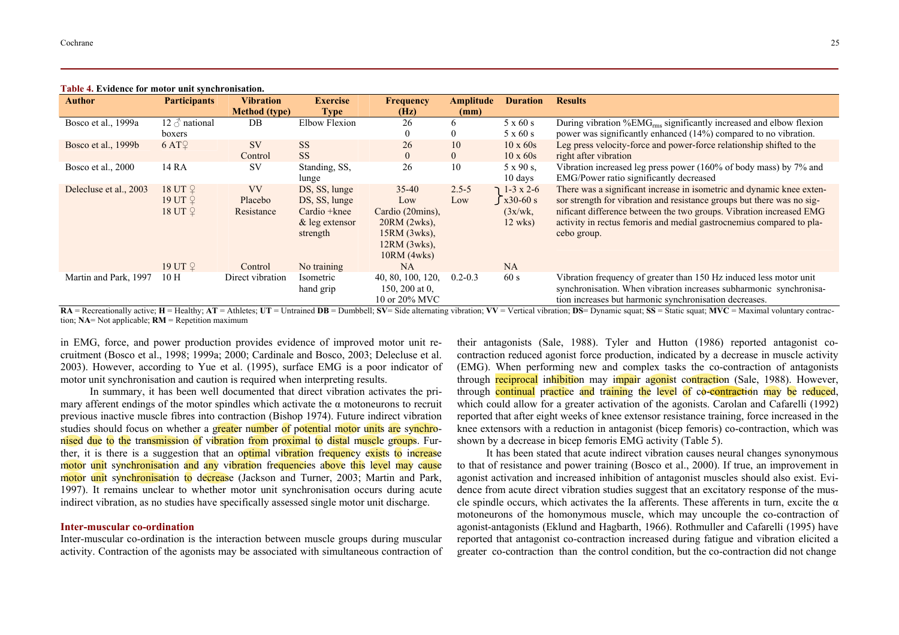**Table 4. Evidence for motor unit synchronisation.**

| Author | Participants | Vibration Method (type) | Exercise Type | Frequency (Hz) | Amplitude (mm) | Duration | Results |
|---|---|---|---|---|---|---|---|
| Bosco et al., 1999a | 12 ♂ national boxers | DB | Elbow Flexion | 26<br>0 | 6<br>0 | 5 x 60 s<br>5 x 60 s | During vibration %$EMG_{rms}$ significantly increased and elbow flexion power was significantly enhanced (14%) compared to no vibration. |
| Bosco et al., 1999b | 6 AT♀ | SV<br>Control | SS<br>SS | 26<br>0 | 10<br>0 | 10 x 60s<br>10 x 60s | Leg press velocity-force and power-force relationship shifted to the right after vibration |
| Bosco et al., 2000 | 14 RA | SV | Standing, SS, lunge | 26 | 10 | 5 x 90 s, 10 days | Vibration increased leg press power (160% of body mass) by 7% and EMG/Power ratio significantly decreased |
| Delecluse et al., 2003 | 18 UT ♀<br>19 UT ♀<br>18 UT ♀ | VV<br>Placebo<br>Resistance | DS, SS, lunge<br>DS, SS, lunge<br>Cardio +knee & leg extensor strength | 35-40<br>Low<br>Cardio (20mins), 20RM (2wks), 15RM (3wks), 12RM (3wks), 10RM (4wks) | 2.5-5<br>Low | 1-3 x 2-6 x30-60 s (3x/wk, 12 wks) | There was a significant increase in isometric and dynamic knee extensor strength for vibration and resistance groups but there was no significant difference between the two groups. Vibration increased EMG activity in rectus femoris and medial gastrocnemius compared to placebo group. |
| | 19 UT ♀ | Control | No training | NA | | NA | |
| Martin and Park, 1997 | 10 H | Direct vibration | Isometric hand grip | 40, 80, 100, 120, 150, 200 at 0, 10 or 20% MVC | 0.2-0.3 | 60 s | Vibration frequency of greater than 150 Hz induced less motor unit synchronisation. When vibration increases subharmonic synchronisation increases but harmonic synchronisation decreases. |

**RA** = Recreationally active; **H** = Healthy; **AT** = Athletes; **UT** = Untrained **DB** = Dumbbell; **SV**= Side alternating vibration; **VV** = Vertical vibration; **DS**= Dynamic squat; **SS** = Static squat; **MVC** = Maximal voluntary contraction; **NA**= Not applicable; **RM** = Repetition maximum

in EMG, force, and power production provides evidence of improved motor unit recruitment (Bosco et al., 1998; 1999a; 2000; Cardinale and Bosco, 2003; Delecluse et al. 2003). However, according to Yue et al. (1995), surface EMG is a poor indicator of motor unit synchronisation and caution is required when interpreting results.

In summary, it has been well documented that direct vibration activates the primary afferent endings of the motor spindles which activate the α motoneurons to recruit previous inactive muscle fibres into contraction (Bishop 1974). Future indirect vibration studies should focus on whether a greater number of potential motor units are synchronised due to the transmission of vibration from proximal to distal muscle groups. Further, it is there is a suggestion that an optimal vibration frequency exists to increase motor unit synchronisation and any vibration frequencies above this level may cause motor unit synchronisation to decrease (Jackson and Turner, 2003; Martin and Park, 1997). It remains unclear to whether motor unit synchronisation occurs during acute indirect vibration, as no studies have specifically assessed single motor unit discharge.

## Inter-muscular co-ordination

Inter-muscular co-ordination is the interaction between muscle groups during muscular activity. Contraction of the agonists may be associated with simultaneous contraction of their antagonists (Sale, 1988). Tyler and Hutton (1986) reported antagonist co-contraction reduced agonist force production, indicated by a decrease in muscle activity (EMG). When performing new and complex tasks the co-contraction of antagonists through reciprocal inhibition may impair agonist contraction (Sale, 1988). However, through continual practice and training the level of co-contraction may be reduced, which could allow for a greater activation of the agonists. Carolan and Cafarelli (1992) reported that after eight weeks of knee extensor resistance training, force increased in the knee extensors with a reduction in antagonist (bicep femoris) co-contraction, which was shown by a decrease in bicep femoris EMG activity (Table 5).

It has been stated that acute indirect vibration causes neural changes synonymous to that of resistance and power training (Bosco et al., 2000). If true, an improvement in agonist activation and increased inhibition of antagonist muscles should also exist. Evidence from acute direct vibration studies suggest that an excitatory response of the muscle spindle occurs, which activates the Ia afferents. These afferents in turn, excite the α motoneurons of the homonymous muscle, which may uncouple the co-contraction of agonist-antagonists (Eklund and Hagbarth, 1966). Rothmuller and Cafarelli (1995) have reported that antagonist co-contraction increased during fatigue and vibration elicited a greater co-contraction than the control condition, but the co-contraction did not change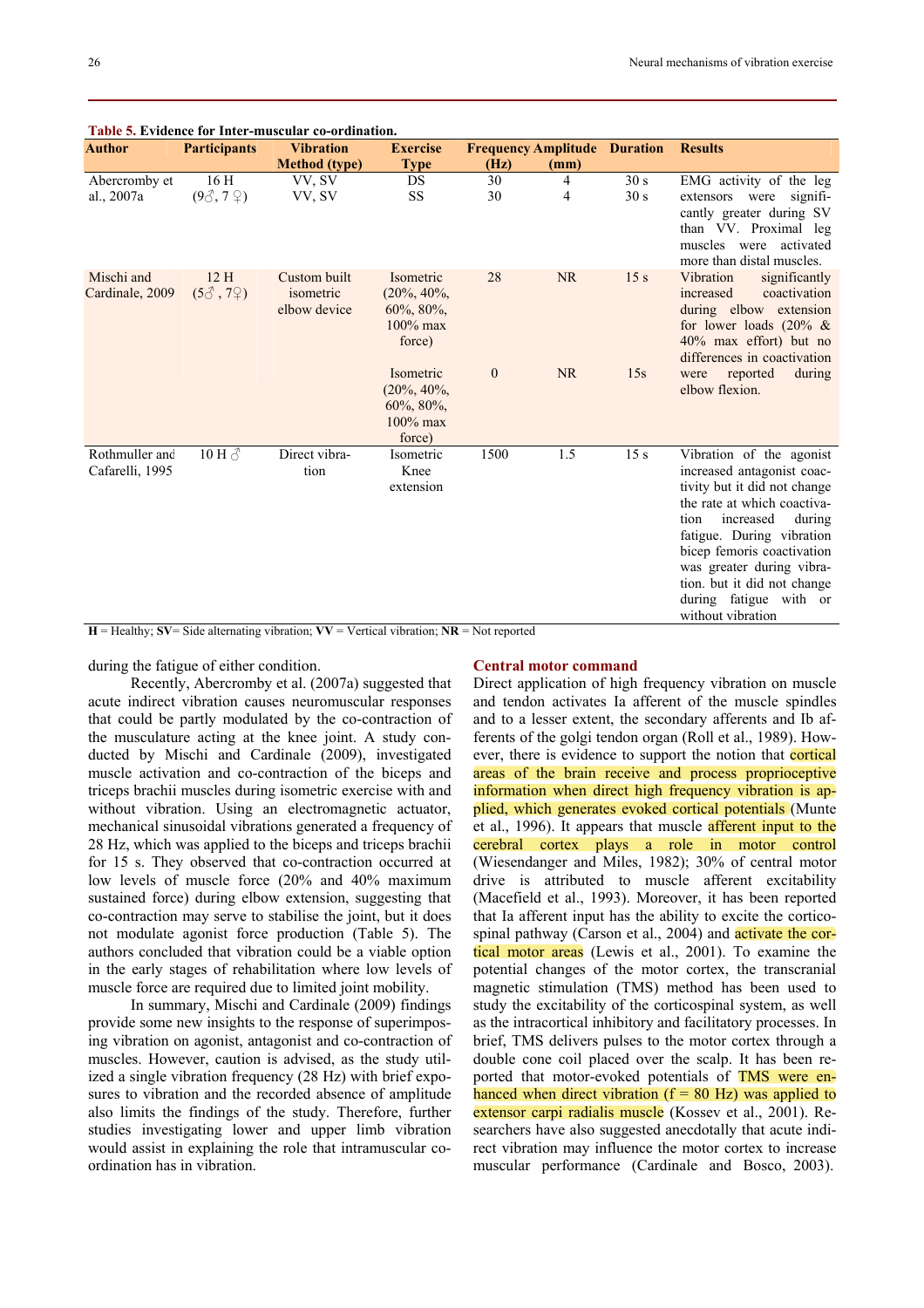**Table 5. Evidence for Inter-muscular co-ordination.**

| Author | Participants | Vibration Method (type) | Exercise Type | Frequency (Hz) | Amplitude (mm) | Duration | Results |
|---|---|---|---|---|---|---|---|
| Abercromby et al., 2007a | 16 H (9♂, 7♀) | VV, SV<br>VV, SV | DS<br>SS | 30<br>30 | 4<br>4 | 30 s<br>30 s | EMG activity of the leg extensors were significantly greater during SV than VV. Proximal leg muscles were activated more than distal muscles. |
| Mischi and Cardinale, 2009 | 12 H (5♂, 7♀) | Custom built isometric elbow device | Isometric (20%, 40%, 60%, 80%, 100% max force) | 28 | NR | 15 s | Vibration significantly increased coactivation during elbow extension for lower loads (20% & 40% max effort) but no differences in coactivation were reported during elbow flexion. |
| | | | Isometric (20%, 40%, 60%, 80%, 100% max force) | 0 | NR | 15s | |
| Rothmuller and Cafarelli, 1995 | 10 H ♂ | Direct vibration | Isometric Knee extension | 1500 | 1.5 | 15 s | Vibration of the agonist increased antagonist coactivity but it did not change the rate at which coactivation increased during fatigue. During vibration bicep femoris coactivation was greater during vibration. but it did not change during fatigue with or without vibration |

**H** = Healthy; **SV**= Side alternating vibration; **VV** = Vertical vibration; **NR** = Not reported

during the fatigue of either condition.

Recently, Abercromby et al. (2007a) suggested that acute indirect vibration causes neuromuscular responses that could be partly modulated by the co-contraction of the musculature acting at the knee joint. A study conducted by Mischi and Cardinale (2009), investigated muscle activation and co-contraction of the biceps and triceps brachii muscles during isometric exercise with and without vibration. Using an electromagnetic actuator, mechanical sinusoidal vibrations generated a frequency of 28 Hz, which was applied to the biceps and triceps brachii for 15 s. They observed that co-contraction occurred at low levels of muscle force (20% and 40% maximum sustained force) during elbow extension, suggesting that co-contraction may serve to stabilise the joint, but it does not modulate agonist force production (Table 5). The authors concluded that vibration could be a viable option in the early stages of rehabilitation where low levels of muscle force are required due to limited joint mobility.

In summary, Mischi and Cardinale (2009) findings provide some new insights to the response of superimposing vibration on agonist, antagonist and co-contraction of muscles. However, caution is advised, as the study utilized a single vibration frequency (28 Hz) with brief exposures to vibration and the recorded absence of amplitude also limits the findings of the study. Therefore, further studies investigating lower and upper limb vibration would assist in explaining the role that intramuscular coordination has in vibration.

## Central motor command

Direct application of high frequency vibration on muscle and tendon activates Ia afferent of the muscle spindles and to a lesser extent, the secondary afferents and Ib afferents of the golgi tendon organ (Roll et al., 1989). However, there is evidence to support the notion that cortical areas of the brain receive and process proprioceptive information when direct high frequency vibration is applied, which generates evoked cortical potentials (Munte et al., 1996). It appears that muscle afferent input to the cerebral cortex plays a role in motor control (Wiesendanger and Miles, 1982); 30% of central motor drive is attributed to muscle afferent excitability (Macefield et al., 1993). Moreover, it has been reported that Ia afferent input has the ability to excite the corticospinal pathway (Carson et al., 2004) and activate the cortical motor areas (Lewis et al., 2001). To examine the potential changes of the motor cortex, the transcranial magnetic stimulation (TMS) method has been used to study the excitability of the corticospinal system, as well as the intracortical inhibitory and facilitatory processes. In brief, TMS delivers pulses to the motor cortex through a double cone coil placed over the scalp. It has been reported that motor-evoked potentials of TMS were enhanced when direct vibration (f = 80 Hz) was applied to extensor carpi radialis muscle (Kossev et al., 2001). Researchers have also suggested anecdotally that acute indirect vibration may influence the motor cortex to increase muscular performance (Cardinale and Bosco, 2003).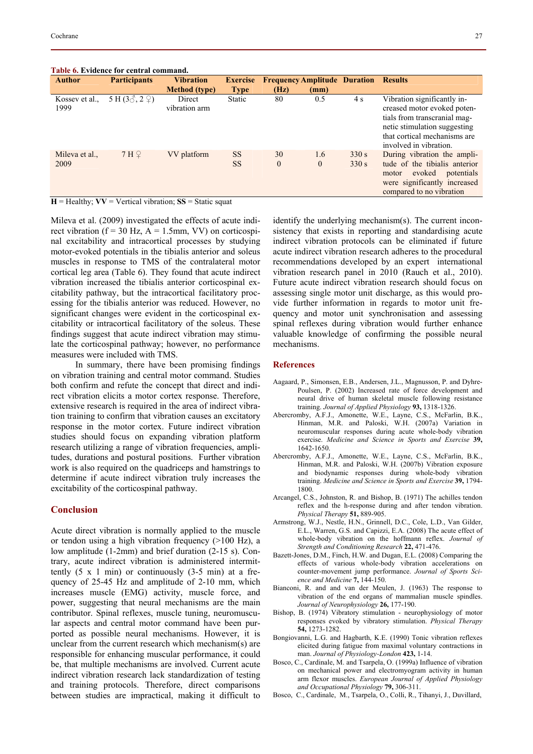**Table 6.** Evidence for central command.

| Author | Participants | Vibration Method (type) | Exercise Type | Frequency (Hz) | Amplitude (mm) | Duration | Results |
|---|---|---|---|---|---|---|---|
| Kossev et al., 1999 | 5 H (3♂, 2 ♀) | Direct vibration arm | Static | 80 | 0.5 | 4 s | Vibration significantly increased motor evoked potentials from transcranial magnetic stimulation suggesting that cortical mechanisms are involved in vibration. |
| Mileva et al., 2009 | 7 H ♀ | VV platform | SS<br>SS | 30<br>0 | 1.6<br>0 | 330 s<br>330 s | During vibration the amplitude of the tibialis anterior motor evoked potentials were significantly increased compared to no vibration |

**H** = Healthy; **VV** = Vertical vibration; **SS** = Static squat

Mileva et al. (2009) investigated the effects of acute indirect vibration (f = 30 Hz, A = 1.5mm, VV) on corticospinal excitability and intracortical processes by studying motor-evoked potentials in the tibialis anterior and soleus muscles in response to TMS of the contralateral motor cortical leg area (Table 6). They found that acute indirect vibration increased the tibialis anterior corticospinal excitability pathway, but the intracortical facilitatory processing for the tibialis anterior was reduced. However, no significant changes were evident in the corticospinal excitability or intracortical facilitatory of the soleus. These findings suggest that acute indirect vibration may stimulate the corticospinal pathway; however, no performance measures were included with TMS.

In summary, there have been promising findings on vibration training and central motor command. Studies both confirm and refute the concept that direct and indirect vibration elicits a motor cortex response. Therefore, extensive research is required in the area of indirect vibration training to confirm that vibration causes an excitatory response in the motor cortex. Future indirect vibration studies should focus on expanding vibration platform research utilizing a range of vibration frequencies, amplitudes, durations and postural positions. Further vibration work is also required on the quadriceps and hamstrings to determine if acute indirect vibration truly increases the excitability of the corticospinal pathway.

## Conclusion

Acute direct vibration is normally applied to the muscle or tendon using a high vibration frequency (>100 Hz), a low amplitude (1-2mm) and brief duration (2-15 s). Contrary, acute indirect vibration is administered intermittently (5 x 1 min) or continuously (3-5 min) at a frequency of 25-45 Hz and amplitude of 2-10 mm, which increases muscle (EMG) activity, muscle force, and power, suggesting that neural mechanisms are the main contributor. Spinal reflexes, muscle tuning, neuromuscular aspects and central motor command have been purported as possible neural mechanisms. However, it is unclear from the current research which mechanism(s) are responsible for enhancing muscular performance, it could be, that multiple mechanisms are involved. Current acute indirect vibration research lack standardization of testing and training protocols. Therefore, direct comparisons between studies are impractical, making it difficult to identify the underlying mechanism(s). The current inconsistency that exists in reporting and standardising acute indirect vibration protocols can be eliminated if future acute indirect vibration research adheres to the procedural recommendations developed by an expert international vibration research panel in 2010 (Rauch et al., 2010). Future acute indirect vibration research should focus on assessing single motor unit discharge, as this would provide further information in regards to motor unit frequency and motor unit synchronisation and assessing spinal reflexes during vibration would further enhance valuable knowledge of confirming the possible neural mechanisms.

## References

Aagaard, P., Simonsen, E.B., Andersen, J.L., Magnusson, P. and Dyhre-Poulsen, P. (2002) Increased rate of force development and neural drive of human skeletal muscle following resistance training. *Journal of Applied Physiology* **93,** 1318-1326.

Abercromby, A.F.J., Amonette, W.E., Layne, C.S., McFarlin, B.K., Hinman, M.R. and Paloski, W.H. (2007a) Variation in neuromuscular responses during acute whole-body vibration exercise. *Medicine and Science in Sports and Exercise* **39,** 1642-1650.

Abercromby, A.F.J., Amonette, W.E., Layne, C.S., McFarlin, B.K., Hinman, M.R. and Paloski, W.H. (2007b) Vibration exposure and biodynamic responses during whole-body vibration training. *Medicine and Science in Sports and Exercise* **39,** 1794-1800.

Arcangel, C.S., Johnston, R. and Bishop, B. (1971) The achilles tendon reflex and the h-response during and after tendon vibration. *Physical Therapy* **51,** 889-905.

Armstrong, W.J., Nestle, H.N., Grinnell, D.C., Cole, L.D., Van Gilder, E.L., Warren, G.S. and Capizzi, E.A. (2008) The acute effect of whole-body vibration on the hoffmann reflex. *Journal of Strength and Conditioning Research* **22,** 471-476.

Bazett-Jones, D.M., Finch, H.W. and Dugan, E.L. (2008) Comparing the effects of various whole-body vibration accelerations on counter-movement jump performance. *Journal of Sports Science and Medicine* **7,** 144-150.

Bianconi, R. and and van der Meulen, J. (1963) The response to vibration of the end organs of mammalian muscle spindles. *Journal of Neurophysiology* **26,** 177-190.

Bishop, B. (1974) Vibratory stimulation - neurophysiology of motor responses evoked by vibratory stimulation. *Physical Therapy* **54,** 1273-1282.

Bongiovanni, L.G. and Hagbarth, K.E. (1990) Tonic vibration reflexes elicited during fatigue from maximal voluntary contractions in man. *Journal of Physiology-London* **423,** 1-14.

Bosco, C., Cardinale, M. and Tsarpela, O. (1999a) Influence of vibration on mechanical power and electromyogram activity in human arm flexor muscles. *European Journal of Applied Physiology and Occupational Physiology* **79,** 306-311.

Bosco, C., Cardinale, M., Tsarpela, O., Colli, R., Tihanyi, J., Duvillard,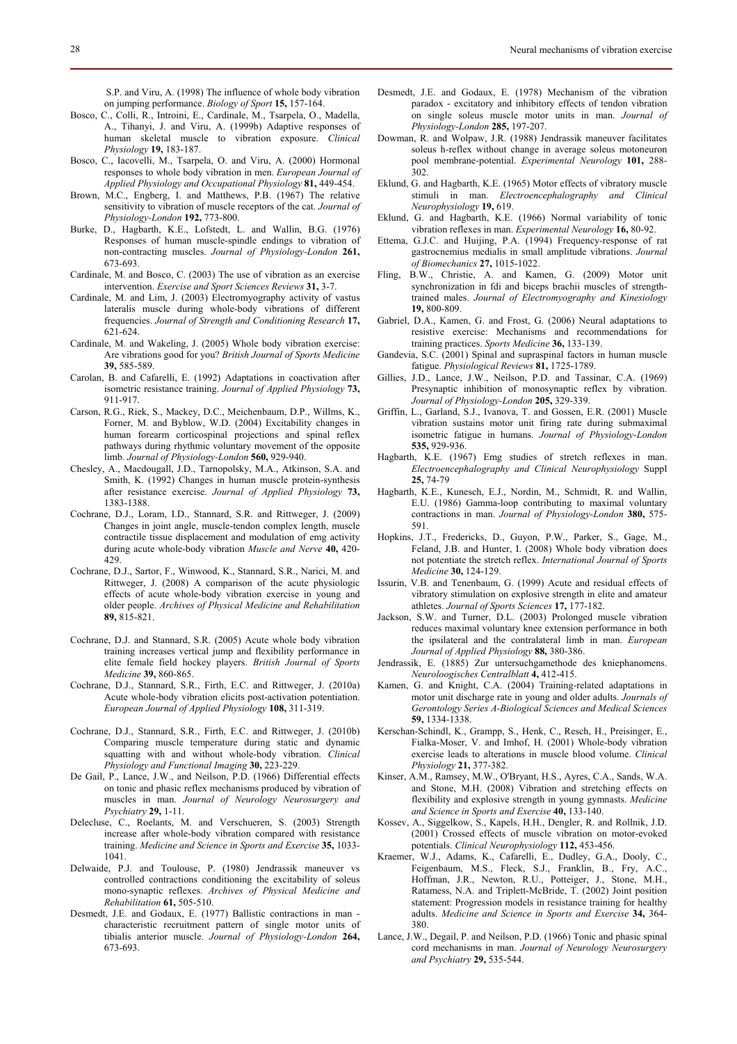S.P. and Viru, A. (1998) The influence of whole body vibration on jumping performance. *Biology of Sport* **15,** 157-164.

Bosco, C., Colli, R., Introini, E., Cardinale, M., Tsarpela, O., Madella, A., Tihanyi, J. and Viru, A. (1999b) Adaptive responses of human skeletal muscle to vibration exposure. *Clinical Physiology* **19,** 183-187.

Bosco, C., Iacovelli, M., Tsarpela, O. and Viru, A. (2000) Hormonal responses to whole body vibration in men. *European Journal of Applied Physiology and Occupational Physiology* **81,** 449-454.

Brown, M.C., Engberg, I. and Matthews, P.B. (1967) The relative sensitivity to vibration of muscle receptors of the cat. *Journal of Physiology-London* **192,** 773-800.

Burke, D., Hagbarth, K.E., Lofstedt, L. and Wallin, B.G. (1976) Responses of human muscle-spindle endings to vibration of non-contracting muscles. *Journal of Physiology-London* **261,** 673-693.

Cardinale, M. and Bosco, C. (2003) The use of vibration as an exercise intervention. *Exercise and Sport Sciences Reviews* **31,** 3-7.

Cardinale, M. and Lim, J. (2003) Electromyography activity of vastus lateralis muscle during whole-body vibrations of different frequencies. *Journal of Strength and Conditioning Research* **17,** 621-624.

Cardinale, M. and Wakeling, J. (2005) Whole body vibration exercise: Are vibrations good for you? *British Journal of Sports Medicine* **39,** 585-589.

Carolan, B. and Cafarelli, E. (1992) Adaptations in coactivation after isometric resistance training. *Journal of Applied Physiology* **73,** 911-917.

Carson, R.G., Riek, S., Mackey, D.C., Meichenbaum, D.P., Willms, K., Forner, M. and Byblow, W.D. (2004) Excitability changes in human forearm corticospinal projections and spinal reflex pathways during rhythmic voluntary movement of the opposite limb. *Journal of Physiology-London* **560,** 929-940.

Chesley, A., Macdougall, J.D., Tarnopolsky, M.A., Atkinson, S.A. and Smith, K. (1992) Changes in human muscle protein-synthesis after resistance exercise. *Journal of Applied Physiology* **73,** 1383-1388.

Cochrane, D.J., Loram, I.D., Stannard, S.R. and Rittweger, J. (2009) Changes in joint angle, muscle-tendon complex length, muscle contractile tissue displacement and modulation of emg activity during acute whole-body vibration *Muscle and Nerve* **40,** 420-429.

Cochrane, D.J., Sartor, F., Winwood, K., Stannard, S.R., Narici, M. and Rittweger, J. (2008) A comparison of the acute physiologic effects of acute whole-body vibration exercise in young and older people. *Archives of Physical Medicine and Rehabilitation* **89,** 815-821.

Cochrane, D.J. and Stannard, S.R. (2005) Acute whole body vibration training increases vertical jump and flexibility performance in elite female field hockey players. *British Journal of Sports Medicine* **39,** 860-865.

Cochrane, D.J., Stannard, S.R., Firth, E.C. and Rittweger, J. (2010a) Acute whole-body vibration elicits post-activation potentiation. *European Journal of Applied Physiology* **108,** 311-319.

Cochrane, D.J., Stannard, S.R., Firth, E.C. and Rittweger, J. (2010b) Comparing muscle temperature during static and dynamic squatting with and without whole-body vibration. *Clinical Physiology and Functional Imaging* **30,** 223-229.

De Gail, P., Lance, J.W., and Neilson, P.D. (1966) Differential effects on tonic and phasic reflex mechanisms produced by vibration of muscles in man. *Journal of Neurology Neurosurgery and Psychiatry* **29,** 1-11.

Delecluse, C., Roelants, M. and Verschueren, S. (2003) Strength increase after whole-body vibration compared with resistance training. *Medicine and Science in Sports and Exercise* **35,** 1033-1041.

Delwaide, P.J. and Toulouse, P. (1980) Jendrassik maneuver vs controlled contractions conditioning the excitability of soleus mono-synaptic reflexes. *Archives of Physical Medicine and Rehabilitation* **61,** 505-510.

Desmedt, J.E. and Godaux, E. (1977) Ballistic contractions in man - characteristic recruitment pattern of single motor units of tibialis anterior muscle. *Journal of Physiology-London* **264,** 673-693.

Desmedt, J.E. and Godaux, E. (1978) Mechanism of the vibration paradox - excitatory and inhibitory effects of tendon vibration on single soleus muscle motor units in man. *Journal of Physiology-London* **285,** 197-207.

Dowman, R. and Wolpaw, J.R. (1988) Jendrassik maneuver facilitates soleus h-reflex without change in average soleus motoneuron pool membrane-potential. *Experimental Neurology* **101,** 288-302.

Eklund, G. and Hagbarth, K.E. (1965) Motor effects of vibratory muscle stimuli in man. *Electroencephalography and Clinical Neurophysiology* **19,** 619.

Eklund, G. and Hagbarth, K.E. (1966) Normal variability of tonic vibration reflexes in man. *Experimental Neurology* **16,** 80-92.

Ettema, G.J.C. and Huijing, P.A. (1994) Frequency-response of rat gastrocnemius medialis in small amplitude vibrations. *Journal of Biomechanics* **27,** 1015-1022.

Fling, B.W., Christie, A. and Kamen, G. (2009) Motor unit synchronization in fdi and biceps brachii muscles of strength-trained males. *Journal of Electromyography and Kinesiology* **19,** 800-809.

Gabriel, D.A., Kamen, G. and Frost, G. (2006) Neural adaptations to resistive exercise: Mechanisms and recommendations for training practices. *Sports Medicine* **36,** 133-139.

Gandevia, S.C. (2001) Spinal and supraspinal factors in human muscle fatigue. *Physiological Reviews* **81,** 1725-1789.

Gillies, J.D., Lance, J.W., Neilson, P.D. and Tassinar, C.A. (1969) Presynaptic inhibition of monosynaptic reflex by vibration. *Journal of Physiology-London* **205,** 329-339.

Griffin, L., Garland, S.J., Ivanova, T. and Gossen, E.R. (2001) Muscle vibration sustains motor unit firing rate during submaximal isometric fatigue in humans. *Journal of Physiology-London* **535,** 929-936.

Hagbarth, K.E. (1967) Emg studies of stretch reflexes in man. *Electroencephalography and Clinical Neurophysiology* Suppl **25,** 74-79

Hagbarth, K.E., Kunesch, E.J., Nordin, M., Schmidt, R. and Wallin, E.U. (1986) Gamma-loop contributing to maximal voluntary contractions in man. *Journal of Physiology-London* **380,** 575-591.

Hopkins, J.T., Fredericks, D., Guyon, P.W., Parker, S., Gage, M., Feland, J.B. and Hunter, I. (2008) Whole body vibration does not potentiate the stretch reflex. *International Journal of Sports Medicine* **30,** 124-129.

Issurin, V.B. and Tenenbaum, G. (1999) Acute and residual effects of vibratory stimulation on explosive strength in elite and amateur athletes. *Journal of Sports Sciences* **17,** 177-182.

Jackson, S.W. and Turner, D.L. (2003) Prolonged muscle vibration reduces maximal voluntary knee extension performance in both the ipsilateral and the contralateral limb in man. *European Journal of Applied Physiology* **88,** 380-386.

Jendrassik, E. (1885) Zur untersuchgamethode des kniephanomens. *Neuroloogisches Centralblatt* **4,** 412-415.

Kamen, G. and Knight, C.A. (2004) Training-related adaptations in motor unit discharge rate in young and older adults. *Journals of Gerontology Series A-Biological Sciences and Medical Sciences* **59,** 1334-1338.

Kerschan-Schindl, K., Grampp, S., Henk, C., Resch, H., Preisinger, E., Fialka-Moser, V. and Imhof, H. (2001) Whole-body vibration exercise leads to alterations in muscle blood volume. *Clinical Physiology* **21,** 377-382.

Kinser, A.M., Ramsey, M.W., O'Bryant, H.S., Ayres, C.A., Sands, W.A. and Stone, M.H. (2008) Vibration and stretching effects on flexibility and explosive strength in young gymnasts. *Medicine and Science in Sports and Exercise* **40,** 133-140.

Kossev, A., Siggelkow, S., Kapels, H.H., Dengler, R. and Rollnik, J.D. (2001) Crossed effects of muscle vibration on motor-evoked potentials. *Clinical Neurophysiology* **112,** 453-456.

Kraemer, W.J., Adams, K., Cafarelli, E., Dudley, G.A., Dooly, C., Feigenbaum, M.S., Fleck, S.J., Franklin, B., Fry, A.C., Hoffman, J.R., Newton, R.U., Potteiger, J., Stone, M.H., Ratamess, N.A. and Triplett-McBride, T. (2002) Joint position statement: Progression models in resistance training for healthy adults. *Medicine and Science in Sports and Exercise* **34,** 364-380.

Lance, J.W., Degail, P. and Neilson, P.D. (1966) Tonic and phasic spinal cord mechanisms in man. *Journal of Neurology Neurosurgery and Psychiatry* **29,** 535-544.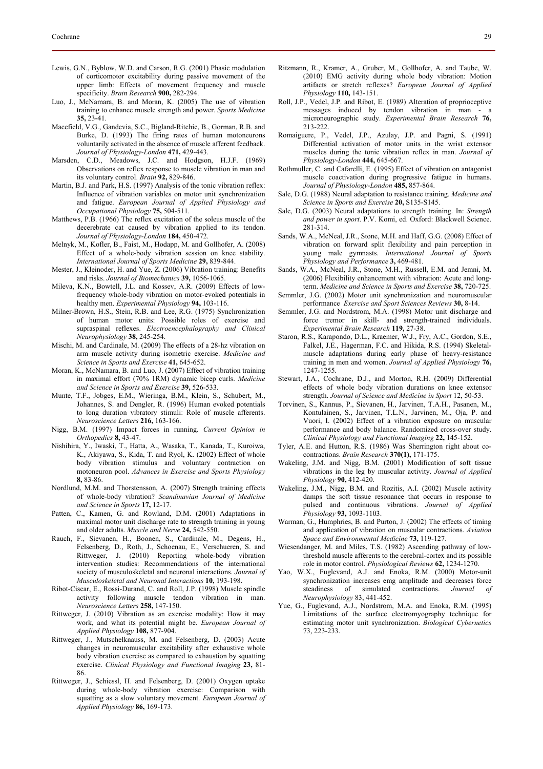Lewis, G.N., Byblow, W.D. and Carson, R.G. (2001) Phasic modulation of corticomotor excitability during passive movement of the upper limb: Effects of movement frequency and muscle specificity. *Brain Research* **900,** 282-294.

Luo, J., McNamara, B. and Moran, K. (2005) The use of vibration training to enhance muscle strength and power. *Sports Medicine* **35,** 23-41.

Macefield, V.G., Gandevia, S.C., Bigland-Ritchie, B., Gorman, R.B. and Burke, D. (1993) The firing rates of human motoneurons voluntarily activated in the absence of muscle afferent feedback. *Journal of Physiology-London* **471,** 429-443.

Marsden, C.D., Meadows, J.C. and Hodgson, H.J.F. (1969) Observations on reflex response to muscle vibration in man and its voluntary control. *Brain* **92,** 829-846.

Martin, B.J. and Park, H.S. (1997) Analysis of the tonic vibration reflex: Influence of vibration variables on motor unit synchronization and fatigue. *European Journal of Applied Physiology and Occupational Physiology* **75,** 504-511.

Matthews, P.B. (1966) The reflex excitation of the soleus muscle of the decerebrate cat caused by vibration applied to its tendon. *Journal of Physiology-London* **184,** 450-472.

Melnyk, M., Kofler, B., Faist, M., Hodapp, M. and Gollhofer, A. (2008) Effect of a whole-body vibration session on knee stability. *International Journal of Sports Medicine* **29,** 839-844.

Mester, J., Kleinoder, H. and Yue, Z. (2006) Vibration training: Benefits and risks. *Journal of Biomechanics* **39,** 1056-1065.

Mileva, K.N., Bowtell, J.L. and Kossev, A.R. (2009) Effects of low-frequency whole-body vibration on motor-evoked potentials in healthy men. *Experimental Physiology* **94,** 103-116.

Milner-Brown, H.S., Stein, R.B. and Lee, R.G. (1975) Synchronization of human motor units: Possible roles of exercise and supraspinal reflexes. *Electroencephalography and Clinical Neurophysiology* **38,** 245-254.

Mischi, M. and Cardinale, M. (2009) The effects of a 28-hz vibration on arm muscle activity during isometric exercise. *Medicine and Science in Sports and Exercise* **41,** 645-652.

Moran, K., McNamara, B. and Luo, J. (2007) Effect of vibration training in maximal effort (70% 1RM) dynamic bicep curls. *Medicine and Science in Sports and Exercise* **39,** 526-533.

Munte, T.F., Jobges, E.M., Wieringa, B.M., Klein, S., Schubert, M., Johannes, S. and Dengler, R. (1996) Human evoked potentials to long duration vibratory stimuli: Role of muscle afferents. *Neuroscience Letters* **216,** 163-166.

Nigg, B.M. (1997) Impact forces in running. *Current Opinion in Orthopedics* **8,** 43-47.

Nishihira, Y., Iwaski, T., Hatta, A., Wasaka, T., Kanada, T., Kuroiwa, K., Akiyawa, S., Kida, T. and Ryol, K. (2002) Effect of whole body vibration stimulus and voluntary contraction on motoneuron pool. *Advances in Exercise and Sports Physiology* **8,** 83-86.

Nordlund, M.M. and Thorstensson, A. (2007) Strength training effects of whole-body vibration? *Scandinavian Journal of Medicine and Science in Sports* **17,** 12-17.

Patten, C., Kamen, G. and Rowland, D.M. (2001) Adaptations in maximal motor unit discharge rate to strength training in young and older adults. *Muscle and Nerve* **24,** 542-550.

Rauch, F., Sievanen, H., Boonen, S., Cardinale, M., Degens, H., Felsenberg, D., Roth, J., Schoenau, E., Verschueren, S. and Rittweger, J. (2010) Reporting whole-body vibration intervention studies: Recommendations of the international society of musculoskeletal and neuronal interactions. *Journal of Musculoskeletal and Neuronal Interactions* **10,** 193-198.

Ribot-Ciscar, E., Rossi-Durand, C. and Roll, J.P. (1998) Muscle spindle activity following muscle tendon vibration in man. *Neuroscience Letters* **258,** 147-150.

Rittweger, J. (2010) Vibration as an exercise modality: How it may work, and what its potential might be. *European Journal of Applied Physiology* **108,** 877-904.

Rittweger, J., Mutschelknauss, M. and Felsenberg, D. (2003) Acute changes in neuromuscular excitability after exhaustive whole body vibration exercise as compared to exhaustion by squatting exercise. *Clinical Physiology and Functional Imaging* **23,** 81-86.

Rittweger, J., Schiessl, H. and Felsenberg, D. (2001) Oxygen uptake during whole-body vibration exercise: Comparison with squatting as a slow voluntary movement. *European Journal of Applied Physiology* **86,** 169-173.

Ritzmann, R., Kramer, A., Gruber, M., Gollhofer, A. and Taube, W. (2010) EMG activity during whole body vibration: Motion artifacts or stretch reflexes? *European Journal of Applied Physiology* **110,** 143-151.

Roll, J.P., Vedel, J.P. and Ribot, E. (1989) Alteration of proprioceptive messages induced by tendon vibration in man - a microneurographic study. *Experimental Brain Research* **76,** 213-222.

Romaiguere, P., Vedel, J.P., Azulay, J.P. and Pagni, S. (1991) Differential activation of motor units in the wrist extensor muscles during the tonic vibration reflex in man. *Journal of Physiology-London* **444,** 645-667.

Rothmuller, C. and Cafarelli, E. (1995) Effect of vibration on antagonist muscle coactivation during progressive fatigue in humans. *Journal of Physiology-London* **485,** 857-864.

Sale, D.G. (1988) Neural adaptation to resistance training. *Medicine and Science in Sports and Exercise* **20,** S135-S145.

Sale, D.G. (2003) Neural adaptations to strength training. In: *Strength and power in sport*. P.V. Komi, ed. Oxford: Blackwell Science. 281-314.

Sands, W.A., McNeal, J.R., Stone, M.H. and Haff, G.G. (2008) Effect of vibration on forward split flexibility and pain perception in young male gymnasts. *International Journal of Sports Physiology and Performance* **3,** 469-481.

Sands, W.A., McNeal, J.R., Stone, M.H., Russell, E.M. and Jemni, M. (2006) Flexibility enhancement with vibration: Acute and long-term. *Medicine and Science in Sports and Exercise* **38,** 720-725.

Semmler, J.G. (2002) Motor unit synchronization and neuromuscular performance *Exercise and Sport Sciences Reviews* **30,** 8-14.

Semmler, J.G. and Nordstrom, M.A. (1998) Motor unit discharge and force tremor in skill- and strength-trained individuals. *Experimental Brain Research* **119,** 27-38.

Staron, R.S., Karapondo, D.L., Kraemer, W.J., Fry, A.C., Gordon, S.E., Falkel, J.E., Hagerman, F.C. and Hikida, R.S. (1994) Skeletal-muscle adaptations during early phase of heavy-resistance training in men and women. *Journal of Applied Physiology* **76,** 1247-1255.

Stewart, J.A., Cochrane, D.J., and Morton, R.H. (2009) Differential effects of whole body vibration durations on knee extensor strength. *Journal of Science and Medicine in Sport* 12, 50-53.

Torvinen, S., Kannus, P., Sievanen, H., Jarvinen, T.A.H., Pasanen, M., Kontulainen, S., Jarvinen, T.L.N., Jarvinen, M., Oja, P. and Vuori, I. (2002) Effect of a vibration exposure on muscular performance and body balance. Randomized cross-over study. *Clinical Physiology and Functional Imaging* **22,** 145-152.

Tyler, A.E. and Hutton, R.S. (1986) Was Sherrington right about co-contractions. *Brain Research* **370(1),** 171-175.

Wakeling, J.M. and Nigg, B.M. (2001) Modification of soft tissue vibrations in the leg by muscular activity. *Journal of Applied Physiology* **90,** 412-420.

Wakeling, J.M., Nigg, B.M. and Rozitis, A.I. (2002) Muscle activity damps the soft tissue resonance that occurs in response to pulsed and continuous vibrations. *Journal of Applied Physiology* **93,** 1093-1103.

Warman, G., Humphries, B. and Purton, J. (2002) The effects of timing and application of vibration on muscular contractions. *Aviation Space and Environmental Medicine* **73,** 119-127.

Wiesendanger, M. and Miles, T.S. (1982) Ascending pathway of low-threshold muscle afferents to the cerebral-cortex and its possible role in motor control. *Physiological Reviews* **62,** 1234-1270.

Yao, W.X., Fuglevand, A.J. and Enoka, R.M. (2000) Motor-unit synchronization increases emg amplitude and decreases force steadiness of simulated contractions. *Journal of Neurophysiology* 83, 441-452.

Yue, G., Fuglevand, A.J., Nordstrom, M.A. and Enoka, R.M. (1995) Limitations of the surface electromyography technique for estimating motor unit synchronization. *Biological Cybernetics* 73, 223-233.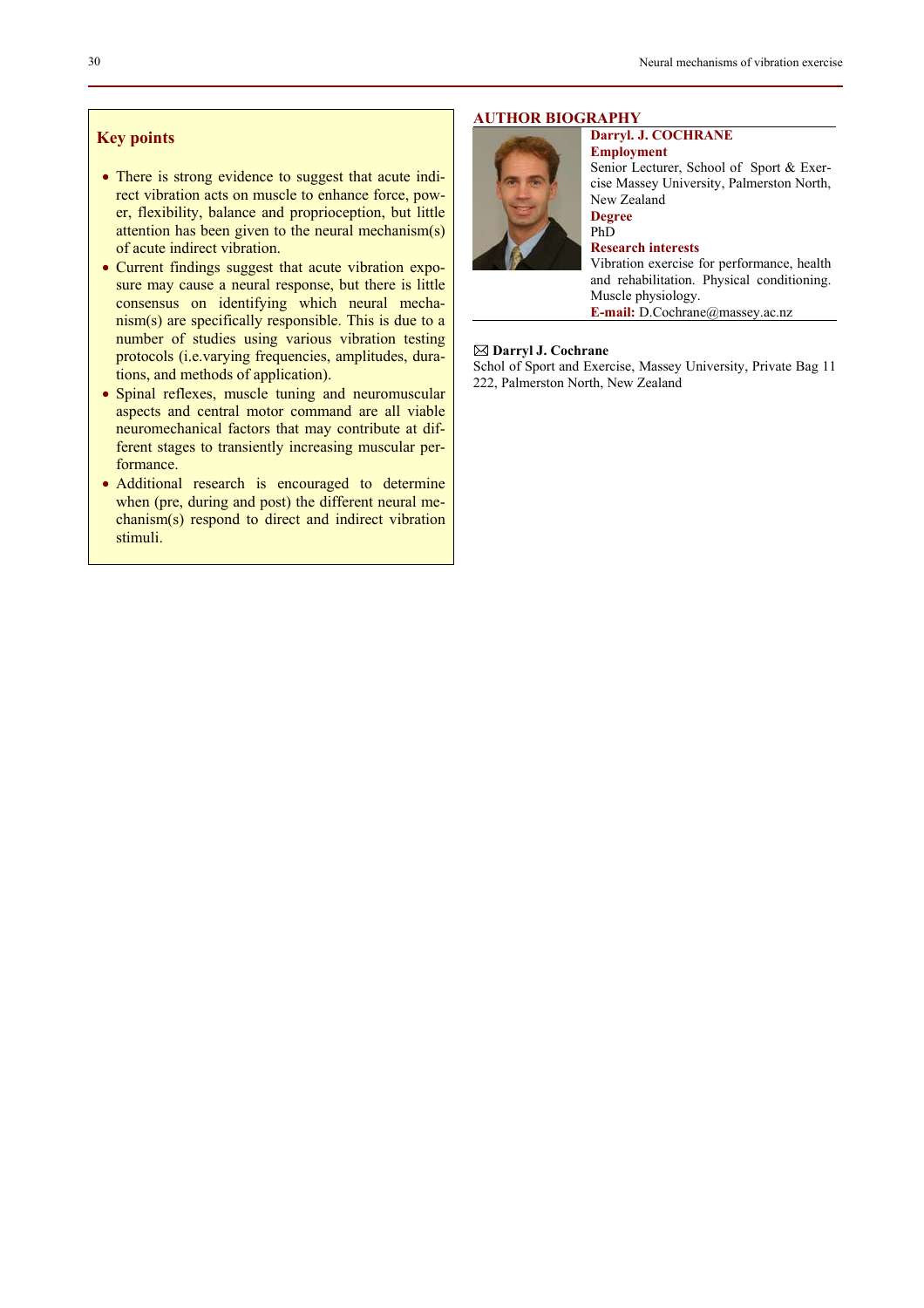## Key points

- There is strong evidence to suggest that acute indirect vibration acts on muscle to enhance force, power, flexibility, balance and proprioception, but little attention has been given to the neural mechanism(s) of acute indirect vibration.
- Current findings suggest that acute vibration exposure may cause a neural response, but there is little consensus on identifying which neural mechanism(s) are specifically responsible. This is due to a number of studies using various vibration testing protocols (i.e.varying frequencies, amplitudes, durations, and methods of application).
- Spinal reflexes, muscle tuning and neuromuscular aspects and central motor command are all viable neuromechanical factors that may contribute at different stages to transiently increasing muscular performance.
- Additional research is encouraged to determine when (pre, during and post) the different neural mechanism(s) respond to direct and indirect vibration stimuli.

## AUTHOR BIOGRAPHY

**Darryl. J. COCHRANE**

**Employment**

Senior Lecturer, School of Sport & Exercise Massey University, Palmerston North, New Zealand

**Degree**

PhD

**Research interests**

Vibration exercise for performance, health and rehabilitation. Physical conditioning. Muscle physiology.

**E-mail:** D.Cochrane@massey.ac.nz

✉ **Darryl J. Cochrane**

Schol of Sport and Exercise, Massey University, Private Bag 11 222, Palmerston North, New Zealand